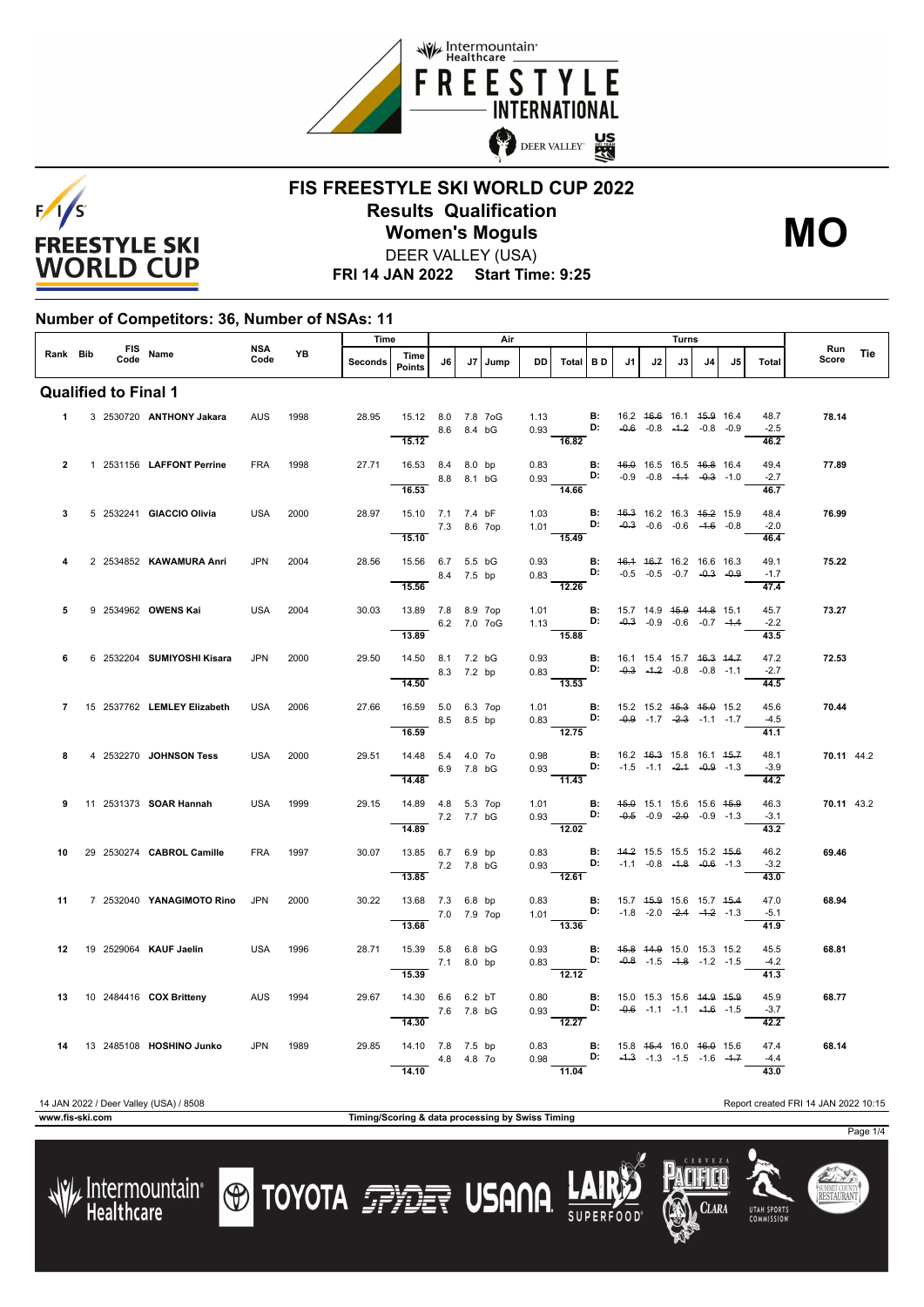# FIS FREESTYLE SKI WORLD CUP 2022

## Results Qualification

## Women's Moguls

**MO**

DEER VALLEY (USA)

**FRI 14 JAN 2022 Start Time: 9:25**

### Number of Competitors: 36, Number of NSAs: 11

| Rank | Bib | FIS Code | Name | NSA Code | YB | Time Seconds | Time Points | J6 | J7 | Jump | DD | Air Total | BD | J1 | J2 | J3 | J4 | J5 | Turns Total | Run Score | Tie |
|---|---|---|---|---|---|---|---|---|---|---|---|---|---|---|---|---|---|---|---|---|---|
| **Qualified to Final 1** | | | | | | | | | | | | | | | | | | | | | |
| 1 | 3 | 2530720 | **ANTHONY Jakara** | AUS | 1998 | 28.95 | 15.12 | 8.0 | 7.8 | 7oG | 1.13 | | B: | 16.2 | ~~16.6~~ | 16.1 | ~~15.9~~ | 16.4 | 48.7 | **78.14** | |
| | | | | | | | | 8.6 | 8.4 | bG | 0.93 | | D: | ~~-0.6~~ | -0.8 | ~~-1.2~~ | -0.8 | -0.9 | -2.5 | | |
| | | | | | | | 15.12 | | | | | 16.82 | | | | | | | 46.2 | | |
| 2 | 1 | 2531156 | **LAFFONT Perrine** | FRA | 1998 | 27.71 | 16.53 | 8.4 | 8.0 | bp | 0.83 | | B: | ~~16.0~~ | 16.5 | 16.5 | ~~16.8~~ | 16.4 | 49.4 | **77.89** | |
| | | | | | | | | 8.8 | 8.1 | bG | 0.93 | | D: | -0.9 | -0.8 | ~~-1.1~~ | ~~-0.3~~ | -1.0 | -2.7 | | |
| | | | | | | | 16.53 | | | | | 14.66 | | | | | | | 46.7 | | |
| 3 | 5 | 2532241 | **GIACCIO Olivia** | USA | 2000 | 28.97 | 15.10 | 7.1 | 7.4 | bF | 1.03 | | B: | ~~16.3~~ | 16.2 | 16.3 | ~~15.2~~ | 15.9 | 48.4 | **76.99** | |
| | | | | | | | | 7.3 | 8.6 | 7op | 1.01 | | D: | ~~-0.3~~ | -0.6 | -0.6 | ~~-1.6~~ | -0.8 | -2.0 | | |
| | | | | | | | 15.10 | | | | | 15.49 | | | | | | | 46.4 | | |
| 4 | 2 | 2534852 | **KAWAMURA Anri** | JPN | 2004 | 28.56 | 15.56 | 6.7 | 5.5 | bG | 0.93 | | B: | ~~16.1~~ | ~~16.7~~ | 16.2 | 16.6 | 16.3 | 49.1 | **75.22** | |
| | | | | | | | | 8.4 | 7.5 | bp | 0.83 | | D: | -0.5 | -0.5 | -0.7 | ~~-0.3~~ | ~~-0.9~~ | -1.7 | | |
| | | | | | | | 15.56 | | | | | 12.26 | | | | | | | 47.4 | | |
| 5 | 9 | 2534962 | **OWENS Kai** | USA | 2004 | 30.03 | 13.89 | 7.8 | 8.9 | 7op | 1.01 | | B: | 15.7 | 14.9 | ~~15.9~~ | ~~14.8~~ | 15.1 | 45.7 | **73.27** | |
| | | | | | | | | 6.2 | 7.0 | 7oG | 1.13 | | D: | ~~-0.3~~ | -0.9 | -0.6 | -0.7 | ~~-1.4~~ | -2.2 | | |
| | | | | | | | 13.89 | | | | | 15.88 | | | | | | | 43.5 | | |
| 6 | 6 | 2532204 | **SUMIYOSHI Kisara** | JPN | 2000 | 29.50 | 14.50 | 8.1 | 7.2 | bG | 0.93 | | B: | 16.1 | 15.4 | 15.7 | ~~16.3~~ | ~~14.7~~ | 47.2 | **72.53** | |
| | | | | | | | | 8.3 | 7.2 | bp | 0.83 | | D: | ~~-0.3~~ | ~~-1.2~~ | -0.8 | -0.8 | -1.1 | -2.7 | | |
| | | | | | | | 14.50 | | | | | 13.53 | | | | | | | 44.5 | | |
| 7 | 15 | 2537762 | **LEMLEY Elizabeth** | USA | 2006 | 27.66 | 16.59 | 5.0 | 6.3 | 7op | 1.01 | | B: | 15.2 | 15.2 | ~~15.3~~ | ~~15.0~~ | 15.2 | 45.6 | **70.44** | |
| | | | | | | | | 8.5 | 8.5 | bp | 0.83 | | D: | ~~-0.9~~ | -1.7 | ~~-2.3~~ | -1.1 | -1.7 | -4.5 | | |
| | | | | | | | 16.59 | | | | | 12.75 | | | | | | | 41.1 | | |
| 8 | 4 | 2532270 | **JOHNSON Tess** | USA | 2000 | 29.51 | 14.48 | 5.4 | 4.0 | 7o | 0.98 | | B: | 16.2 | ~~16.3~~ | 15.8 | 16.1 | ~~15.7~~ | 48.1 | **70.11** | 44.2 |
| | | | | | | | | 6.9 | 7.8 | bG | 0.93 | | D: | -1.5 | -1.1 | ~~-2.1~~ | ~~-0.9~~ | -1.3 | -3.9 | | |
| | | | | | | | 14.48 | | | | | 11.43 | | | | | | | 44.2 | | |
| 9 | 11 | 2531373 | **SOAR Hannah** | USA | 1999 | 29.15 | 14.89 | 4.8 | 5.3 | 7op | 1.01 | | B: | ~~15.0~~ | 15.1 | 15.6 | 15.6 | ~~15.9~~ | 46.3 | **70.11** | 43.2 |
| | | | | | | | | 7.2 | 7.7 | bG | 0.93 | | D: | ~~-0.5~~ | -0.9 | ~~-2.0~~ | -0.9 | -1.3 | -3.1 | | |
| | | | | | | | 14.89 | | | | | 12.02 | | | | | | | 43.2 | | |
| 10 | 29 | 2530274 | **CABROL Camille** | FRA | 1997 | 30.07 | 13.85 | 6.7 | 6.9 | bp | 0.83 | | B: | ~~14.2~~ | 15.5 | 15.5 | 15.2 | ~~15.6~~ | 46.2 | **69.46** | |
| | | | | | | | | 7.2 | 7.8 | bG | 0.93 | | D: | -1.1 | -0.8 | ~~-1.8~~ | ~~-0.6~~ | -1.3 | -3.2 | | |
| | | | | | | | 13.85 | | | | | 12.61 | | | | | | | 43.0 | | |
| 11 | 7 | 2532040 | **YANAGIMOTO Rino** | JPN | 2000 | 30.22 | 13.68 | 7.3 | 6.8 | bp | 0.83 | | B: | 15.7 | ~~15.9~~ | 15.6 | 15.7 | ~~15.4~~ | 47.0 | **68.94** | |
| | | | | | | | | 7.0 | 7.9 | 7op | 1.01 | | D: | -1.8 | -2.0 | ~~-2.4~~ | ~~-1.2~~ | -1.3 | -5.1 | | |
| | | | | | | | 13.68 | | | | | 13.36 | | | | | | | 41.9 | | |
| 12 | 19 | 2529064 | **KAUF Jaelin** | USA | 1996 | 28.71 | 15.39 | 5.8 | 6.8 | bG | 0.93 | | B: | ~~15.8~~ | ~~14.9~~ | 15.0 | 15.3 | 15.2 | 45.5 | **68.81** | |
| | | | | | | | | 7.1 | 8.0 | bp | 0.83 | | D: | ~~-0.8~~ | -1.5 | ~~-1.8~~ | -1.2 | -1.5 | -4.2 | | |
| | | | | | | | 15.39 | | | | | 12.12 | | | | | | | 41.3 | | |
| 13 | 10 | 2484416 | **COX Britteny** | AUS | 1994 | 29.67 | 14.30 | 6.6 | 6.2 | bT | 0.80 | | B: | 15.0 | 15.3 | 15.6 | ~~14.9~~ | ~~15.9~~ | 45.9 | **68.77** | |
| | | | | | | | | 7.6 | 7.8 | bG | 0.93 | | D: | ~~-0.6~~ | -1.1 | -1.1 | ~~-1.6~~ | -1.5 | -3.7 | | |
| | | | | | | | 14.30 | | | | | 12.27 | | | | | | | 42.2 | | |
| 14 | 13 | 2485108 | **HOSHINO Junko** | JPN | 1989 | 29.85 | 14.10 | 7.8 | 7.5 | bp | 0.83 | | B: | 15.8 | ~~15.4~~ | 16.0 | ~~16.0~~ | 15.6 | 47.4 | **68.14** | |
| | | | | | | | | 4.8 | 4.8 | 7o | 0.98 | | D: | ~~-1.3~~ | -1.3 | -1.5 | -1.6 | ~~-1.7~~ | -4.4 | | |
| | | | | | | | 14.10 | | | | | 11.04 | | | | | | | 43.0 | | |

14 JAN 2022 / Deer Valley (USA) / 8508

Report created FRI 14 JAN 2022 10:15

www.fis-ski.com

Timing/Scoring & data processing by Swiss Timing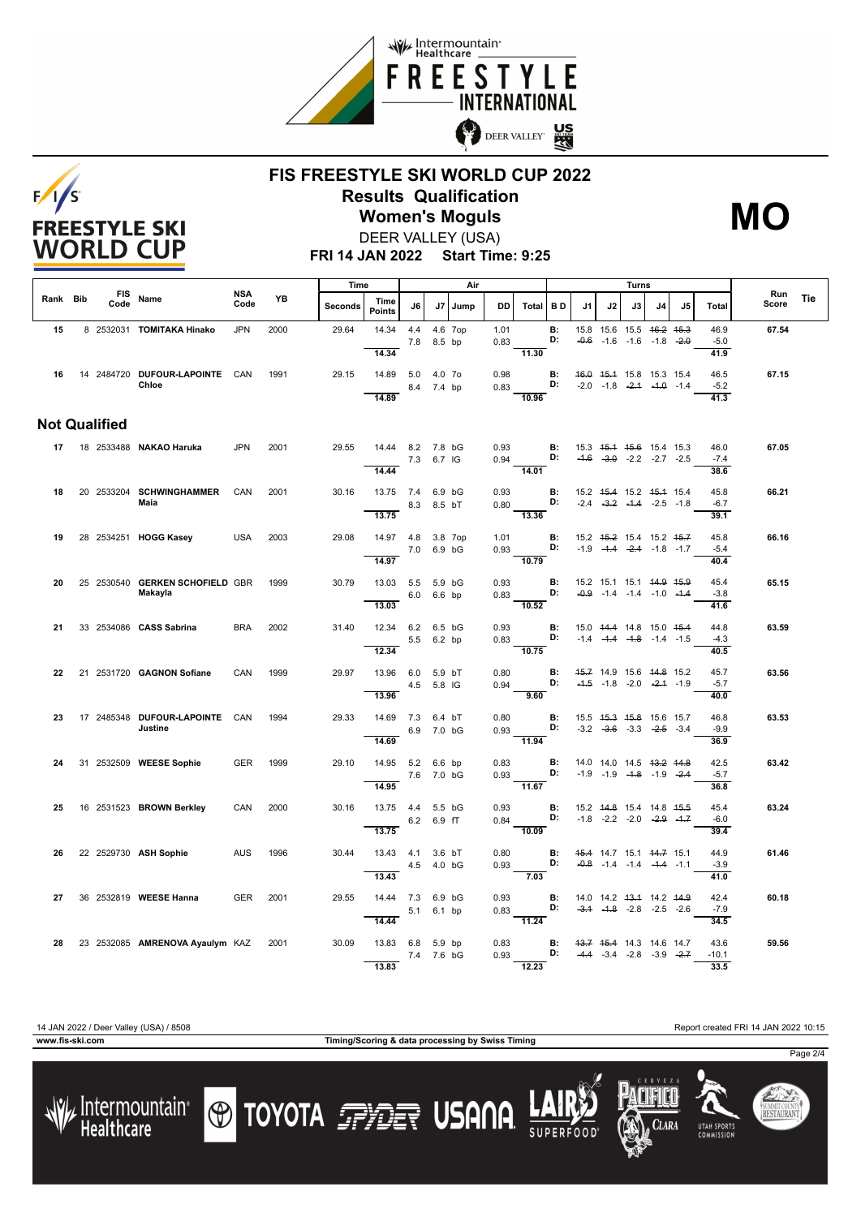# FIS FREESTYLE SKI WORLD CUP 2022

## Results Qualification

## Women's Moguls

DEER VALLEY (USA)

**FRI 14 JAN 2022 Start Time: 9:25**

**MO**

| Rank | Bib | FIS Code | Name | NSA Code | YB | Time Seconds | Time Points | J6 | J7 | Jump | DD | Total | B D | J1 | J2 | J3 | J4 | J5 | Total | Run Score | Tie |
|---|---|---|---|---|---|---|---|---|---|---|---|---|---|---|---|---|---|---|---|---|---|
| 15 | 8 | 2532031 | **TOMITAKA Hinako** | JPN | 2000 | 29.64 | 14.34 | 4.4 | 4.6 | 7op | 1.01 | | B: | 15.8 | 15.6 | 15.5 | ~~16.2~~ | ~~15.3~~ | 46.9 | **67.54** | |
| | | | | | | | | 7.8 | 8.5 | bp | 0.83 | | D: | ~~-0.6~~ | -1.6 | -1.6 | -1.8 | ~~-2.0~~ | -5.0 | | |
| | | | | | | | 14.34 | | | | | 11.30 | | | | | | | 41.9 | | |
| 16 | 14 | 2484720 | **DUFOUR-LAPOINTE Chloe** | CAN | 1991 | 29.15 | 14.89 | 5.0 | 4.0 | 7o | 0.98 | | B: | ~~16.0~~ | ~~15.1~~ | 15.8 | 15.3 | 15.4 | 46.5 | **67.15** | |
| | | | | | | | | 8.4 | 7.4 | bp | 0.83 | | D: | -2.0 | -1.8 | ~~-2.1~~ | ~~-1.0~~ | -1.4 | -5.2 | | |
| | | | | | | | 14.89 | | | | | 10.96 | | | | | | | 41.3 | | |

## Not Qualified

| Rank | Bib | FIS Code | Name | NSA Code | YB | Time Seconds | Time Points | J6 | J7 | Jump | DD | Total | B D | J1 | J2 | J3 | J4 | J5 | Total | Run Score | Tie |
|---|---|---|---|---|---|---|---|---|---|---|---|---|---|---|---|---|---|---|---|---|---|
| 17 | 18 | 2533488 | **NAKAO Haruka** | JPN | 2001 | 29.55 | 14.44 | 8.2 | 7.8 | bG | 0.93 | | B: | 15.3 | ~~15.1~~ | ~~15.6~~ | 15.4 | 15.3 | 46.0 | **67.05** | |
| | | | | | | | | 7.3 | 6.7 | lG | 0.94 | | D: | ~~-1.6~~ | ~~-3.0~~ | -2.2 | -2.7 | -2.5 | -7.4 | | |
| | | | | | | | 14.44 | | | | | 14.01 | | | | | | | 38.6 | | |
| 18 | 20 | 2533204 | **SCHWINGHAMMER Maia** | CAN | 2001 | 30.16 | 13.75 | 7.4 | 6.9 | bG | 0.93 | | B: | 15.2 | ~~15.4~~ | 15.2 | ~~15.1~~ | 15.4 | 45.8 | **66.21** | |
| | | | | | | | | 8.3 | 8.5 | bT | 0.80 | | D: | -2.4 | ~~-3.2~~ | ~~-1.4~~ | -2.5 | -1.8 | -6.7 | | |
| | | | | | | | 13.75 | | | | | 13.36 | | | | | | | 39.1 | | |
| 19 | 28 | 2534251 | **HOGG Kasey** | USA | 2003 | 29.08 | 14.97 | 4.8 | 3.8 | 7op | 1.01 | | B: | 15.2 | ~~15.2~~ | 15.4 | 15.2 | ~~15.7~~ | 45.8 | **66.16** | |
| | | | | | | | | 7.0 | 6.9 | bG | 0.93 | | D: | -1.9 | ~~-1.4~~ | ~~-2.4~~ | -1.8 | -1.7 | -5.4 | | |
| | | | | | | | 14.97 | | | | | 10.79 | | | | | | | 40.4 | | |
| 20 | 25 | 2530540 | **GERKEN SCHOFIELD Makayla** | GBR | 1999 | 30.79 | 13.03 | 5.5 | 5.9 | bG | 0.93 | | B: | 15.2 | 15.1 | 15.1 | ~~14.9~~ | ~~15.9~~ | 45.4 | **65.15** | |
| | | | | | | | | 6.0 | 6.6 | bp | 0.83 | | D: | ~~-0.9~~ | -1.4 | -1.4 | -1.0 | ~~-1.4~~ | -3.8 | | |
| | | | | | | | 13.03 | | | | | 10.52 | | | | | | | 41.6 | | |
| 21 | 33 | 2534086 | **CASS Sabrina** | BRA | 2002 | 31.40 | 12.34 | 6.2 | 6.5 | bG | 0.93 | | B: | 15.0 | ~~14.4~~ | 14.8 | 15.0 | ~~15.4~~ | 44.8 | **63.59** | |
| | | | | | | | | 5.5 | 6.2 | bp | 0.83 | | D: | -1.4 | ~~-1.4~~ | ~~-1.8~~ | -1.4 | -1.5 | -4.3 | | |
| | | | | | | | 12.34 | | | | | 10.75 | | | | | | | 40.5 | | |
| 22 | 21 | 2531720 | **GAGNON Sofiane** | CAN | 1999 | 29.97 | 13.96 | 6.0 | 5.9 | bT | 0.80 | | B: | ~~15.7~~ | 14.9 | 15.6 | ~~14.8~~ | 15.2 | 45.7 | **63.56** | |
| | | | | | | | | 4.5 | 5.8 | lG | 0.94 | | D: | ~~-1.5~~ | -1.8 | -2.0 | ~~-2.1~~ | -1.9 | -5.7 | | |
| | | | | | | | 13.96 | | | | | 9.60 | | | | | | | 40.0 | | |
| 23 | 17 | 2485348 | **DUFOUR-LAPOINTE Justine** | CAN | 1994 | 29.33 | 14.69 | 7.3 | 6.4 | bT | 0.80 | | B: | 15.5 | ~~15.3~~ | ~~15.8~~ | 15.6 | 15.7 | 46.8 | **63.53** | |
| | | | | | | | | 6.9 | 7.0 | bG | 0.93 | | D: | -3.2 | ~~-3.6~~ | -3.3 | ~~-2.5~~ | -3.4 | -9.9 | | |
| | | | | | | | 14.69 | | | | | 11.94 | | | | | | | 36.9 | | |
| 24 | 31 | 2532509 | **WEESE Sophie** | GER | 1999 | 29.10 | 14.95 | 5.2 | 6.6 | bp | 0.83 | | B: | 14.0 | 14.0 | 14.5 | ~~13.2~~ | ~~14.8~~ | 42.5 | **63.42** | |
| | | | | | | | | 7.6 | 7.0 | bG | 0.93 | | D: | -1.9 | -1.9 | ~~-1.8~~ | -1.9 | ~~-2.4~~ | -5.7 | | |
| | | | | | | | 14.95 | | | | | 11.67 | | | | | | | 36.8 | | |
| 25 | 16 | 2531523 | **BROWN Berkley** | CAN | 2000 | 30.16 | 13.75 | 4.4 | 5.5 | bG | 0.93 | | B: | 15.2 | ~~14.8~~ | 15.4 | 14.8 | ~~15.5~~ | 45.4 | **63.24** | |
| | | | | | | | | 6.2 | 6.9 | fT | 0.84 | | D: | -1.8 | -2.2 | -2.0 | ~~-2.9~~ | ~~-1.7~~ | -6.0 | | |
| | | | | | | | 13.75 | | | | | 10.09 | | | | | | | 39.4 | | |
| 26 | 22 | 2529730 | **ASH Sophie** | AUS | 1996 | 30.44 | 13.43 | 4.1 | 3.6 | bT | 0.80 | | B: | ~~15.4~~ | 14.7 | 15.1 | ~~14.7~~ | 15.1 | 44.9 | **61.46** | |
| | | | | | | | | 4.5 | 4.0 | bG | 0.93 | | D: | ~~-0.8~~ | -1.4 | -1.4 | ~~-1.4~~ | -1.1 | -3.9 | | |
| | | | | | | | 13.43 | | | | | 7.03 | | | | | | | 41.0 | | |
| 27 | 36 | 2532819 | **WEESE Hanna** | GER | 2001 | 29.55 | 14.44 | 7.3 | 6.9 | bG | 0.93 | | B: | 14.0 | 14.2 | ~~13.1~~ | 14.2 | ~~14.9~~ | 42.4 | **60.18** | |
| | | | | | | | | 5.1 | 6.1 | bp | 0.83 | | D: | ~~-3.1~~ | ~~-1.8~~ | -2.8 | -2.5 | -2.6 | -7.9 | | |
| | | | | | | | 14.44 | | | | | 11.24 | | | | | | | 34.5 | | |
| 28 | 23 | 2532085 | **AMRENOVA Ayaulym** | KAZ | 2001 | 30.09 | 13.83 | 6.8 | 5.9 | bp | 0.83 | | B: | ~~13.7~~ | ~~15.1~~ | 14.3 | 14.6 | 14.7 | 43.6 | **59.56** | |
| | | | | | | | | 7.4 | 7.6 | bG | 0.93 | | D: | ~~-4.4~~ | -3.4 | -2.8 | -3.9 | ~~-2.7~~ | -10.1 | | |
| | | | | | | | 13.83 | | | | | 12.23 | | | | | | | 33.5 | | |

14 JAN 2022 / Deer Valley (USA) / 8508 — Report created FRI 14 JAN 2022 10:15

www.fis-ski.com — Timing/Scoring & data processing by Swiss Timing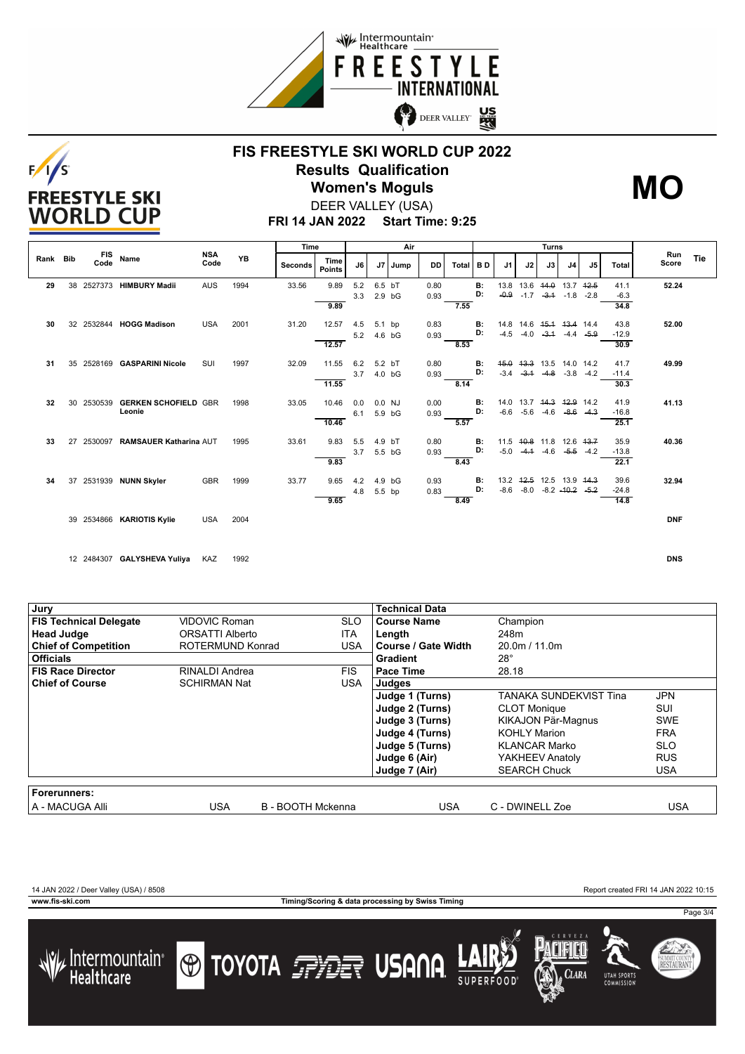# FIS FREESTYLE SKI WORLD CUP 2022

## Results Qualification

## Women's Moguls

**MO**

DEER VALLEY (USA)

**FRI 14 JAN 2022 Start Time: 9:25**

| Rank | Bib | FIS Code | Name | NSA Code | YB | Time Seconds | Time Points | J6 | J7 | Jump | DD | Air Total | B D | J1 | J2 | J3 | J4 | J5 | Turns Total | Run Score | Tie |
|---|---|---|---|---|---|---|---|---|---|---|---|---|---|---|---|---|---|---|---|---|---|
| 29 | 38 | 2527373 | HIMBURY Madii | AUS | 1994 | 33.56 | 9.89 | 5.2 | 6.5 | bT | 0.80 | | B: | 13.8 | 13.6 | ~~14.0~~ | 13.7 | ~~12.5~~ | 41.1 | 52.24 | |
| | | | | | | | | 3.3 | 2.9 | bG | 0.93 | | D: | ~~-0.9~~ | -1.7 | ~~-3.1~~ | -1.8 | -2.8 | -6.3 | | |
| | | | | | | | 9.89 | | | | | 7.55 | | | | | | | 34.8 | | |
| 30 | 32 | 2532844 | HOGG Madison | USA | 2001 | 31.20 | 12.57 | 4.5 | 5.1 | bp | 0.83 | | B: | 14.8 | 14.6 | ~~15.1~~ | ~~13.4~~ | 14.4 | 43.8 | 52.00 | |
| | | | | | | | | 5.2 | 4.6 | bG | 0.93 | | D: | -4.5 | -4.0 | ~~-3.1~~ | -4.4 | ~~-5.9~~ | -12.9 | | |
| | | | | | | | 12.57 | | | | | 8.53 | | | | | | | 30.9 | | |
| 31 | 35 | 2528169 | GASPARINI Nicole | SUI | 1997 | 32.09 | 11.55 | 6.2 | 5.2 | bT | 0.80 | | B: | ~~15.0~~ | ~~13.3~~ | 13.5 | 14.0 | 14.2 | 41.7 | 49.99 | |
| | | | | | | | | 3.7 | 4.0 | bG | 0.93 | | D: | -3.4 | ~~-3.1~~ | ~~-4.8~~ | -3.8 | -4.2 | -11.4 | | |
| | | | | | | | 11.55 | | | | | 8.14 | | | | | | | 30.3 | | |
| 32 | 30 | 2530539 | GERKEN SCHOFIELD Leonie | GBR | 1998 | 33.05 | 10.46 | 0.0 | 0.0 | NJ | 0.00 | | B: | 14.0 | 13.7 | ~~14.3~~ | ~~12.9~~ | 14.2 | 41.9 | 41.13 | |
| | | | | | | | | 6.1 | 5.9 | bG | 0.93 | | D: | -6.6 | -5.6 | -4.6 | ~~-8.6~~ | ~~-4.3~~ | -16.8 | | |
| | | | | | | | 10.46 | | | | | 5.57 | | | | | | | 25.1 | | |
| 33 | 27 | 2530097 | RAMSAUER Katharina | AUT | 1995 | 33.61 | 9.83 | 5.5 | 4.9 | bT | 0.80 | | B: | 11.5 | ~~10.8~~ | 11.8 | 12.6 | ~~13.7~~ | 35.9 | 40.36 | |
| | | | | | | | | 3.7 | 5.5 | bG | 0.93 | | D: | -5.0 | ~~-4.1~~ | -4.6 | ~~-5.5~~ | -4.2 | -13.8 | | |
| | | | | | | | 9.83 | | | | | 8.43 | | | | | | | 22.1 | | |
| 34 | 37 | 2531939 | NUNN Skyler | GBR | 1999 | 33.77 | 9.65 | 4.2 | 4.9 | bG | 0.93 | | B: | 13.2 | ~~12.5~~ | 12.5 | 13.9 | ~~14.3~~ | 39.6 | 32.94 | |
| | | | | | | | | 4.8 | 5.5 | bp | 0.83 | | D: | -8.6 | -8.0 | -8.2 | ~~-10.2~~ | ~~-5.2~~ | -24.8 | | |
| | | | | | | | 9.65 | | | | | 8.49 | | | | | | | 14.8 | | |
| | 39 | 2534866 | KARIOTIS Kylie | USA | 2004 | | | | | | | | | | | | | | | DNF | |
| | 12 | 2484307 | GALYSHEVA Yuliya | KAZ | 1992 | | | | | | | | | | | | | | | DNS | |

| Jury | | |
|---|---|---|
| **FIS Technical Delegate** | VIDOVIC Roman | SLO |
| **Head Judge** | ORSATTI Alberto | ITA |
| **Chief of Competition** | ROTERMUND Konrad | USA |
| **Officials** | | |
| **FIS Race Director** | RINALDI Andrea | FIS |
| **Chief of Course** | SCHIRMAN Nat | USA |

| Technical Data | | |
|---|---|---|
| **Course Name** | Champion | |
| **Length** | 248m | |
| **Course / Gate Width** | 20.0m / 11.0m | |
| **Gradient** | 28° | |
| **Pace Time** | 28.18 | |
| **Judges** | | |
| **Judge 1 (Turns)** | TANAKA SUNDEKVIST Tina | JPN |
| **Judge 2 (Turns)** | CLOT Monique | SUI |
| **Judge 3 (Turns)** | KIKAJON Pär-Magnus | SWE |
| **Judge 4 (Turns)** | KOHLY Marion | FRA |
| **Judge 5 (Turns)** | KLANCAR Marko | SLO |
| **Judge 6 (Air)** | YAKHEEV Anatoly | RUS |
| **Judge 7 (Air)** | SEARCH Chuck | USA |

**Forerunners:**

| A - MACUGA Alli | USA | B - BOOTH Mckenna | USA | C - DWINELL Zoe | USA |
|---|---|---|---|---|---|

14 JAN 2022 / Deer Valley (USA) / 8508 — Report created FRI 14 JAN 2022 10:15

www.fis-ski.com — Timing/Scoring & data processing by Swiss Timing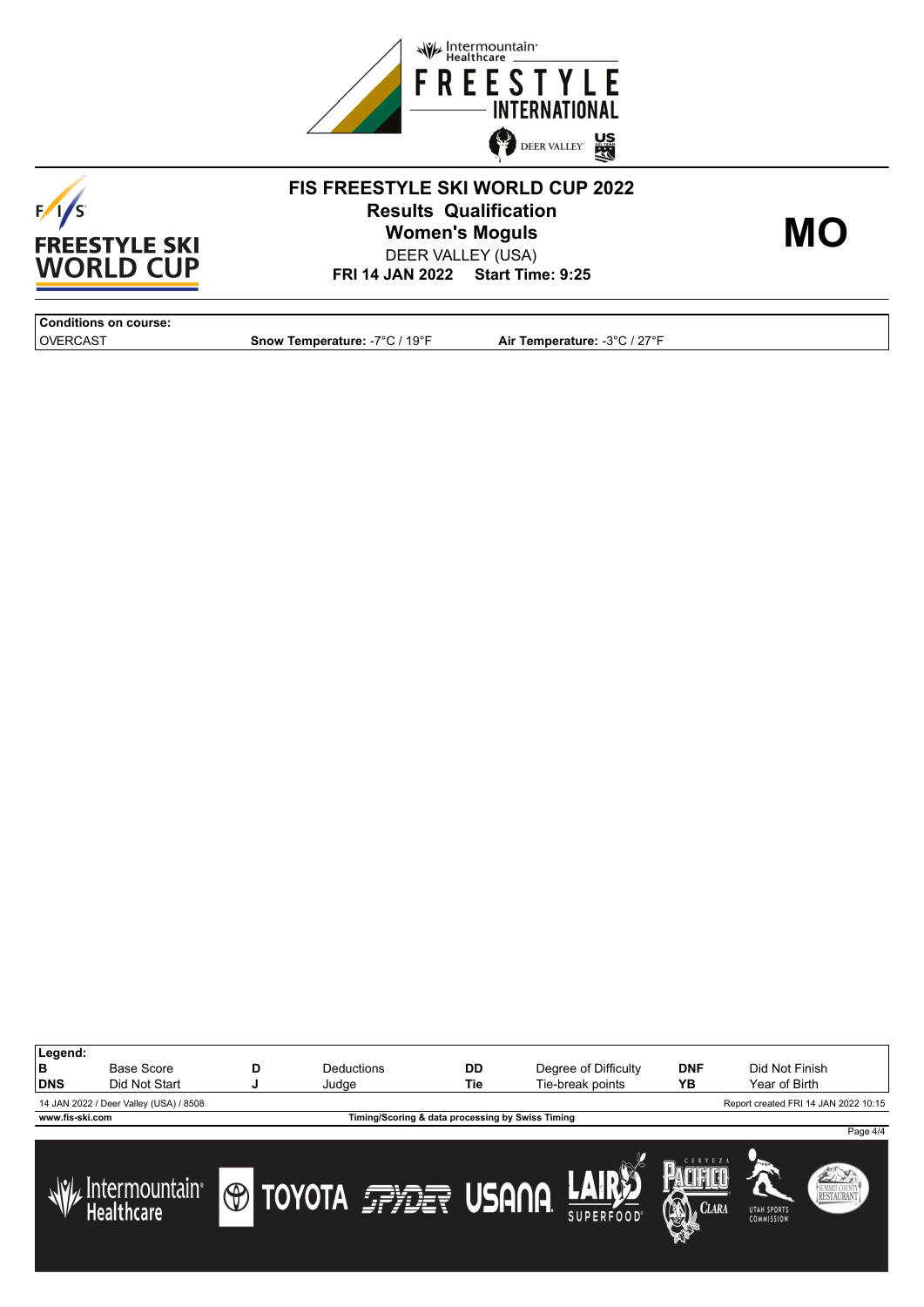# FIS FREESTYLE SKI WORLD CUP 2022

## Results Qualification

## Women's Moguls

DEER VALLEY (USA)

**FRI 14 JAN 2022 Start Time: 9:25**

**MO**

| **Conditions on course:** | | |
| --- | --- | --- |
| OVERCAST | **Snow Temperature:** -7°C / 19°F | **Air Temperature:** -3°C / 27°F |

| **Legend:** | | | | | | | |
| --- | --- | --- | --- | --- | --- | --- | --- |
| **B** | Base Score | **D** | Deductions | **DD** | Degree of Difficulty | **DNF** | Did Not Finish |
| **DNS** | Did Not Start | **J** | Judge | **Tie** | Tie-break points | **YB** | Year of Birth |

14 JAN 2022 / Deer Valley (USA) / 8508

Report created FRI 14 JAN 2022 10:15

**www.fis-ski.com**

**Timing/Scoring & data processing by Swiss Timing**